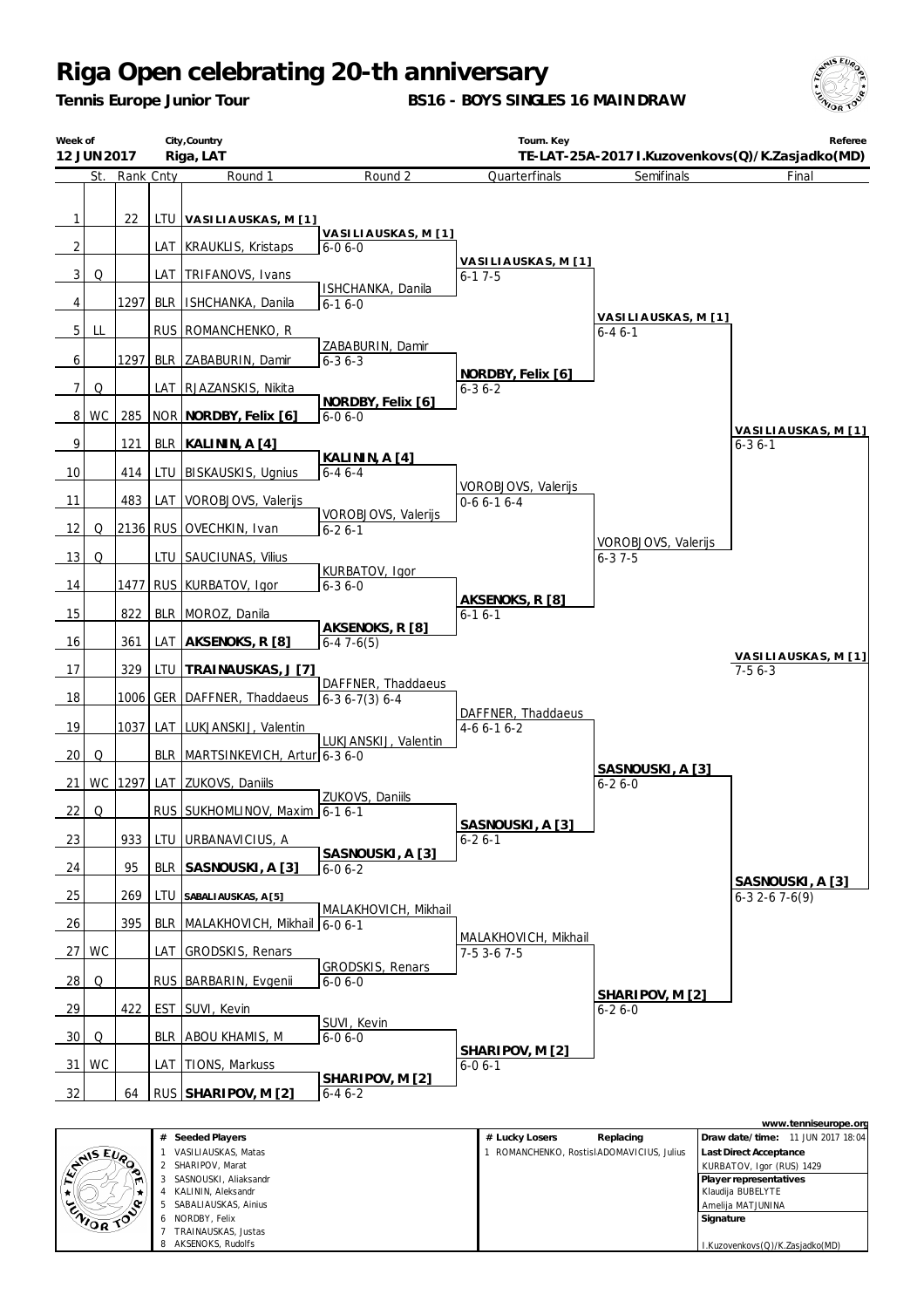# Riga Open celebrating 20-th anniversary

**Tennis Europe Junior Tour** — **BS16 - BOYS SINGLES 16 MAINDRAW**

| Week of | City,Country | Tourn. Key | Referee |
|---|---|---|---|
| 12 JUN 2017 | Riga, LAT | TE-LAT-25A-2017 | I.Kuzovenkovs(Q)/K.Zasjadko(MD) |

| # | St. | Rank | Cnty | Round 1 | Round 2 | Quarterfinals | Semifinals | Final |
|---|---|---|---|---|---|---|---|---|
| 1 | | 22 | LTU | **VASILIAUSKAS, M [1]** | | | | |
| 2 | | | LAT | KRAUKLIS, Kristaps | **VASILIAUSKAS, M [1]** 6-0 6-0 | | | |
| 3 | Q | | LAT | TRIFANOVS, Ivans | | **VASILIAUSKAS, M [1]** 6-1 7-5 | | |
| 4 | | 1297 | BLR | ISHCHANKA, Danila | ISHCHANKA, Danila 6-1 6-0 | | | |
| 5 | LL | | RUS | ROMANCHENKO, R | | | **VASILIAUSKAS, M [1]** 6-4 6-1 | |
| 6 | | 1297 | BLR | ZABABURIN, Damir | ZABABURIN, Damir 6-3 6-3 | | | |
| 7 | Q | | LAT | RJAZANSKIS, Nikita | | **NORDBY, Felix [6]** 6-3 6-2 | | |
| 8 | WC | 285 | NOR | **NORDBY, Felix [6]** | **NORDBY, Felix [6]** 6-0 6-0 | | | |
| 9 | | 121 | BLR | **KALININ, A [4]** | | | | **VASILIAUSKAS, M [1]** 6-3 6-1 |
| 10 | | 414 | LTU | BISKAUSKIS, Ugnius | **KALININ, A [4]** 6-4 6-4 | | | |
| 11 | | 483 | LAT | VOROBJOVS, Valerijs | | VOROBJOVS, Valerijs 0-6 6-1 6-4 | | |
| 12 | Q | 2136 | RUS | OVECHKIN, Ivan | VOROBJOVS, Valerijs 6-2 6-1 | | | |
| 13 | Q | | LTU | SAUCIUNAS, Vilius | | | VOROBJOVS, Valerijs 6-3 7-5 | |
| 14 | | 1477 | RUS | KURBATOV, Igor | KURBATOV, Igor 6-3 6-0 | | | |
| 15 | | 822 | BLR | MOROZ, Danila | | **AKSENOKS, R [8]** 6-1 6-1 | | |
| 16 | | 361 | LAT | **AKSENOKS, R [8]** | **AKSENOKS, R [8]** 6-4 7-6(5) | | | |
| 17 | | 329 | LTU | **TRAINAUSKAS, J [7]** | | | | **VASILIAUSKAS, M [1]** 7-5 6-3 |
| 18 | | 1006 | GER | DAFFNER, Thaddaeus | DAFFNER, Thaddaeus 6-3 6-7(3) 6-4 | | | |
| 19 | | 1037 | LAT | LUKJANSKIJ, Valentin | | DAFFNER, Thaddaeus 4-6 6-1 6-2 | | |
| 20 | Q | | BLR | MARTSINKEVICH, Artur | LUKJANSKIJ, Valentin 6-3 6-0 | | | |
| 21 | WC | 1297 | LAT | ZUKOVS, Daniils | | | **SASNOUSKI, A [3]** 6-2 6-0 | |
| 22 | Q | | RUS | SUKHOMLINOV, Maxim | ZUKOVS, Daniils 6-1 6-1 | | | |
| 23 | | 933 | LTU | URBANAVICIUS, A | | **SASNOUSKI, A [3]** 6-2 6-1 | | |
| 24 | | 95 | BLR | **SASNOUSKI, A [3]** | **SASNOUSKI, A [3]** 6-0 6-2 | | | |
| 25 | | 269 | LTU | **SABALIAUSKAS, A [5]** | | | | **SASNOUSKI, A [3]** 6-3 2-6 7-6(9) |
| 26 | | 395 | BLR | MALAKHOVICH, Mikhail | MALAKHOVICH, Mikhail 6-0 6-1 | | | |
| 27 | WC | | LAT | GRODSKIS, Renars | | MALAKHOVICH, Mikhail 7-5 3-6 7-5 | | |
| 28 | Q | | RUS | BARBARIN, Evgenii | GRODSKIS, Renars 6-0 6-0 | | | |
| 29 | | 422 | EST | SUVI, Kevin | | | **SHARIPOV, M [2]** 6-2 6-0 | |
| 30 | Q | | BLR | ABOU KHAMIS, M | SUVI, Kevin 6-0 6-0 | | | |
| 31 | WC | | LAT | TIONS, Markuss | | **SHARIPOV, M [2]** 6-0 6-1 | | |
| 32 | | 64 | RUS | **SHARIPOV, M [2]** | **SHARIPOV, M [2]** 6-4 6-2 | | | |

| # | Seeded Players |
|---|---|
| 1 | VASILIAUSKAS, Matas |
| 2 | SHARIPOV, Marat |
| 3 | SASNOUSKI, Aliaksandr |
| 4 | KALININ, Aleksandr |
| 5 | SABALIAUSKAS, Ainius |
| 6 | NORDBY, Felix |
| 7 | TRAINAUSKAS, Justas |
| 8 | AKSENOKS, Rudolfs |

| # | Lucky Losers | Replacing |
|---|---|---|
| 1 | ROMANCHENKO, Rostisl | ADOMAVICIUS, Julius |

**Draw date/time:** 11 JUN 2017 18:04

**Last Direct Acceptance**
KURBATOV, Igor (RUS) 1429

**Player representatives**
Klaudija BUBELYTE
Amelija MATJUNINA

**Signature**
I.Kuzovenkovs(Q)/K.Zasjadko(MD)

www.tenniseurope.org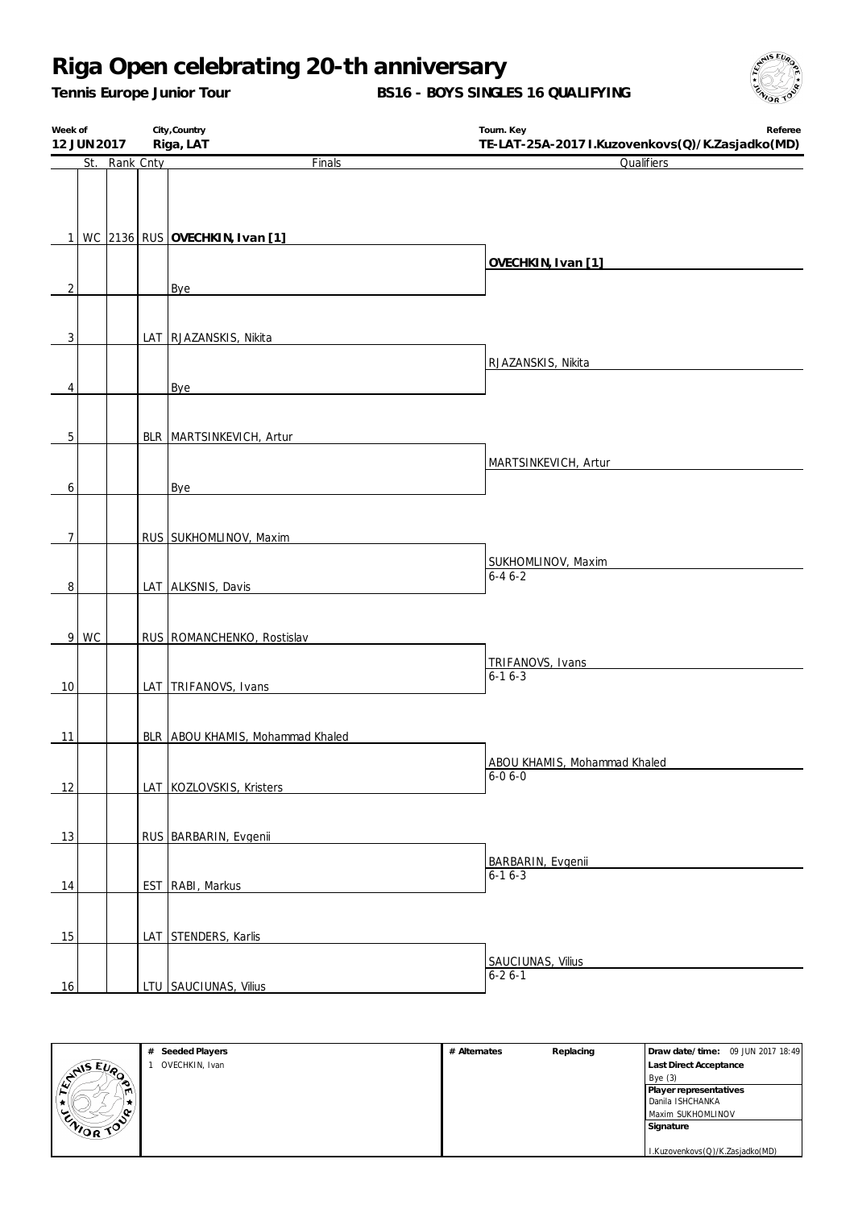# Riga Open celebrating 20-th anniversary

**Tennis Europe Junior Tour** **BS16 - BOYS SINGLES 16 QUALIFYING**

| Week of | City,Country | Tourn. Key | Referee |
|---|---|---|---|
| **12 JUN 2017** | **Riga, LAT** | **TE-LAT-25A-2017** | **I.Kuzovenkovs(Q)/K.Zasjadko(MD)** |

| # | St. | Rank | Cnty | Finals | Qualifiers |
|---|---|---|---|---|---|
| 1 | WC | 2136 | RUS | **OVECHKIN, Ivan [1]** | |
| | | | | | **OVECHKIN, Ivan [1]** |
| 2 | | | | Bye | |
| 3 | | | LAT | RJAZANSKIS, Nikita | |
| | | | | | RJAZANSKIS, Nikita |
| 4 | | | | Bye | |
| 5 | | | BLR | MARTSINKEVICH, Artur | |
| | | | | | MARTSINKEVICH, Artur |
| 6 | | | | Bye | |
| 7 | | | RUS | SUKHOMLINOV, Maxim | |
| | | | | | SUKHOMLINOV, Maxim 6-4 6-2 |
| 8 | | | LAT | ALKSNIS, Davis | |
| 9 | WC | | RUS | ROMANCHENKO, Rostislav | |
| | | | | | TRIFANOVS, Ivans 6-1 6-3 |
| 10 | | | LAT | TRIFANOVS, Ivans | |
| 11 | | | BLR | ABOU KHAMIS, Mohammad Khaled | |
| | | | | | ABOU KHAMIS, Mohammad Khaled 6-0 6-0 |
| 12 | | | LAT | KOZLOVSKIS, Kristers | |
| 13 | | | RUS | BARBARIN, Evgenii | |
| | | | | | BARBARIN, Evgenii 6-1 6-3 |
| 14 | | | EST | RABI, Markus | |
| 15 | | | LAT | STENDERS, Karlis | |
| | | | | | SAUCIUNAS, Vilius 6-2 6-1 |
| 16 | | | LTU | SAUCIUNAS, Vilius | |

| # | Seeded Players | # Alternates | Replacing | |
|---|---|---|---|---|
| 1 | OVECHKIN, Ivan | | | **Draw date/time:** 09 JUN 2017 18:49 |
| | | | | **Last Direct Acceptance** |
| | | | | Bye (3) |
| | | | | **Player representatives** |
| | | | | Danila ISHCHANKA |
| | | | | Maxim SUKHOMLINOV |
| | | | | **Signature** |
| | | | | I.Kuzovenkovs(Q)/K.Zasjadko(MD) |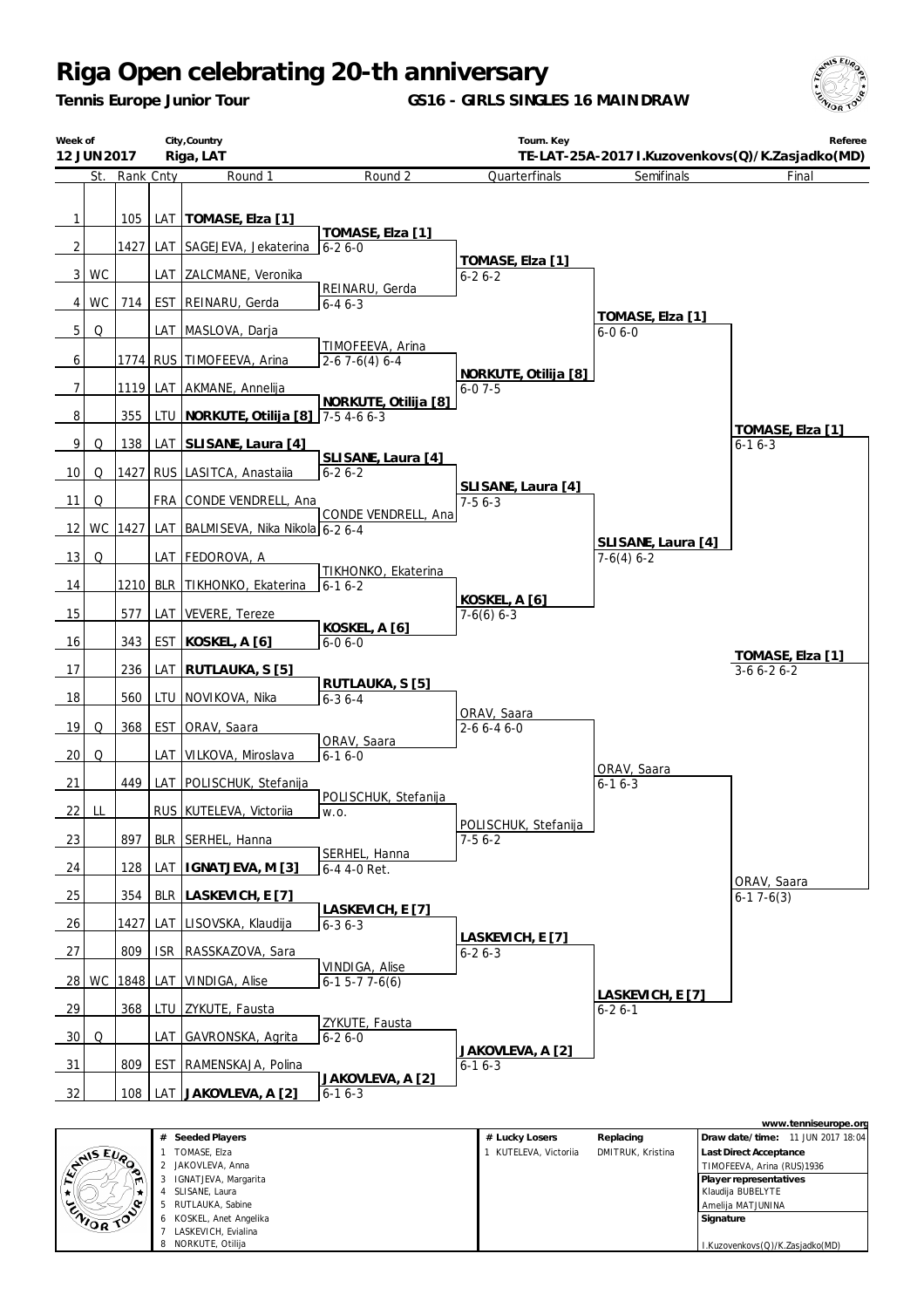# Riga Open celebrating 20-th anniversary

**Tennis Europe Junior Tour** — **GS16 - GIRLS SINGLES 16 MAINDRAW**

| Week of | City,Country | Tourn. Key | Referee |
|---|---|---|---|
| 12 JUN 2017 | Riga, LAT | TE-LAT-25A-2017 | I.Kuzovenkovs(Q)/K.Zasjadko(MD) |

| # | St. | Rank | Cnty | Round 1 | Round 2 | Quarterfinals | Semifinals | Final |
|---|---|---|---|---|---|---|---|---|
| 1 | | 105 | LAT | **TOMASE, Elza [1]** | | | | |
| | | | | | **TOMASE, Elza [1]** 6-2 6-0 | | | |
| 2 | | 1427 | LAT | SAGEJEVA, Jekaterina | | | | |
| | | | | | | **TOMASE, Elza [1]** 6-2 6-2 | | |
| 3 | WC | | LAT | ZALCMANE, Veronika | | | | |
| | | | | | REINARU, Gerda 6-4 6-3 | | | |
| 4 | WC | 714 | EST | REINARU, Gerda | | | | |
| | | | | | | | **TOMASE, Elza [1]** 6-0 6-0 | |
| 5 | Q | | LAT | MASLOVA, Darja | | | | |
| | | | | | TIMOFEEVA, Arina 2-6 7-6(4) 6-4 | | | |
| 6 | | 1774 | RUS | TIMOFEEVA, Arina | | | | |
| | | | | | | **NORKUTE, Otilija [8]** 6-0 7-5 | | |
| 7 | | 1119 | LAT | AKMANE, Annelija | | | | |
| | | | | | **NORKUTE, Otilija [8]** 7-5 4-6 6-3 | | | |
| 8 | | 355 | LTU | **NORKUTE, Otilija [8]** | | | | |
| | | | | | | | | **TOMASE, Elza [1]** 6-1 6-3 |
| 9 | Q | 138 | LAT | **SLISANE, Laura [4]** | | | | |
| | | | | | **SLISANE, Laura [4]** 6-2 6-2 | | | |
| 10 | Q | 1427 | RUS | LASITCA, Anastaiia | | | | |
| | | | | | | **SLISANE, Laura [4]** 7-5 6-3 | | |
| 11 | Q | | FRA | CONDE VENDRELL, Ana | | | | |
| | | | | | CONDE VENDRELL, Ana 6-2 6-4 | | | |
| 12 | WC | 1427 | LAT | BALMISEVA, Nika Nikola | | | | |
| | | | | | | | **SLISANE, Laura [4]** 7-6(4) 6-2 | |
| 13 | Q | | LAT | FEDOROVA, A | | | | |
| | | | | | TIKHONKO, Ekaterina 6-1 6-2 | | | |
| 14 | | 1210 | BLR | TIKHONKO, Ekaterina | | | | |
| | | | | | | **KOSKEL, A [6]** 7-6(6) 6-3 | | |
| 15 | | 577 | LAT | VEVERE, Tereze | | | | |
| | | | | | **KOSKEL, A [6]** 6-0 6-0 | | | |
| 16 | | 343 | EST | **KOSKEL, A [6]** | | | | |
| | | | | | | | | **TOMASE, Elza [1]** 3-6 6-2 6-2 |
| 17 | | 236 | LAT | **RUTLAUKA, S [5]** | | | | |
| | | | | | **RUTLAUKA, S [5]** 6-3 6-4 | | | |
| 18 | | 560 | LTU | NOVIKOVA, Nika | | | | |
| | | | | | | ORAV, Saara 2-6 6-4 6-0 | | |
| 19 | Q | 368 | EST | ORAV, Saara | | | | |
| | | | | | ORAV, Saara 6-1 6-0 | | | |
| 20 | Q | | LAT | VILKOVA, Miroslava | | | | |
| | | | | | | | ORAV, Saara 6-1 6-3 | |
| 21 | | 449 | LAT | POLISCHUK, Stefanija | | | | |
| | | | | | POLISCHUK, Stefanija w.o. | | | |
| 22 | LL | | RUS | KUTELEVA, Victoriia | | | | |
| | | | | | | POLISCHUK, Stefanija 7-5 6-2 | | |
| 23 | | 897 | BLR | SERHEL, Hanna | | | | |
| | | | | | SERHEL, Hanna 6-4 4-0 Ret. | | | |
| 24 | | 128 | LAT | **IGNATJEVA, M [3]** | | | | |
| | | | | | | | | ORAV, Saara 6-1 7-6(3) |
| 25 | | 354 | BLR | **LASKEVICH, E [7]** | | | | |
| | | | | | **LASKEVICH, E [7]** 6-3 6-3 | | | |
| 26 | | 1427 | LAT | LISOVSKA, Klaudija | | | | |
| | | | | | | **LASKEVICH, E [7]** 6-2 6-3 | | |
| 27 | | 809 | ISR | RASSKAZOVA, Sara | | | | |
| | | | | | VINDIGA, Alise 6-1 5-7 7-6(6) | | | |
| 28 | WC | 1848 | LAT | VINDIGA, Alise | | | | |
| | | | | | | | **LASKEVICH, E [7]** 6-2 6-1 | |
| 29 | | 368 | LTU | ZYKUTE, Fausta | | | | |
| | | | | | ZYKUTE, Fausta 6-2 6-0 | | | |
| 30 | Q | | LAT | GAVRONSKA, Agrita | | | | |
| | | | | | | **JAKOVLEVA, A [2]** 6-1 6-3 | | |
| 31 | | 809 | EST | RAMENSKAJA, Polina | | | | |
| | | | | | **JAKOVLEVA, A [2]** 6-1 6-3 | | | |
| 32 | | 108 | LAT | **JAKOVLEVA, A [2]** | | | | |

www.tenniseurope.org

| # | Seeded Players |
|---|---|
| 1 | TOMASE, Elza |
| 2 | JAKOVLEVA, Anna |
| 3 | IGNATJEVA, Margarita |
| 4 | SLISANE, Laura |
| 5 | RUTLAUKA, Sabine |
| 6 | KOSKEL, Anet Angelika |
| 7 | LASKEVICH, Evialina |
| 8 | NORKUTE, Otilija |

| # | Lucky Losers | Replacing |
|---|---|---|
| 1 | KUTELEVA, Victoriia | DMITRUK, Kristina |

**Draw date/time:** 11 JUN 2017 18:04

**Last Direct Acceptance**
TIMOFEEVA, Arina (RUS)1936

**Player representatives**
Klaudija BUBELYTE
Amelija MATJUNINA

**Signature**

I.Kuzovenkovs(Q)/K.Zasjadko(MD)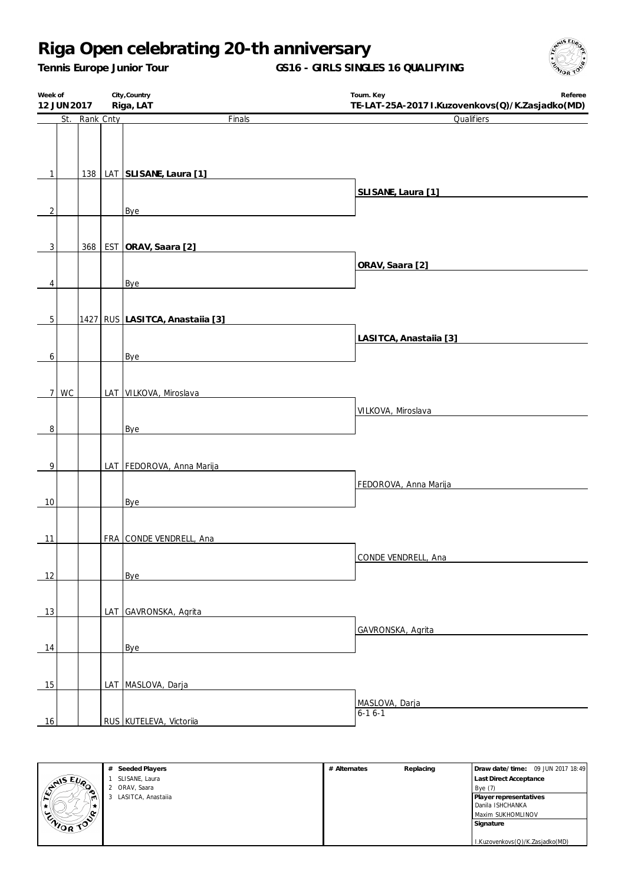# Riga Open celebrating 20-th anniversary

**Tennis Europe Junior Tour** — **GS16 - GIRLS SINGLES 16 QUALIFYING**

| Week of | City,Country | Tourn. Key | Referee |
|---|---|---|---|
| 12 JUN 2017 | Riga, LAT | TE-LAT-25A-2017 | I.Kuzovenkovs(Q)/K.Zasjadko(MD) |

| # | St. | Rank | Cnty | Finals | Qualifiers |
|---|---|---|---|---|---|
| 1 | | 138 | LAT | **SLISANE, Laura [1]** | |
| | | | | | **SLISANE, Laura [1]** |
| 2 | | | | Bye | |
| 3 | | 368 | EST | **ORAV, Saara [2]** | |
| | | | | | **ORAV, Saara [2]** |
| 4 | | | | Bye | |
| 5 | | 1427 | RUS | **LASITCA, Anastaiia [3]** | |
| | | | | | **LASITCA, Anastaiia [3]** |
| 6 | | | | Bye | |
| 7 | WC | | LAT | VILKOVA, Miroslava | |
| | | | | | VILKOVA, Miroslava |
| 8 | | | | Bye | |
| 9 | | | LAT | FEDOROVA, Anna Marija | |
| | | | | | FEDOROVA, Anna Marija |
| 10 | | | | Bye | |
| 11 | | | FRA | CONDE VENDRELL, Ana | |
| | | | | | CONDE VENDRELL, Ana |
| 12 | | | | Bye | |
| 13 | | | LAT | GAVRONSKA, Agrita | |
| | | | | | GAVRONSKA, Agrita |
| 14 | | | | Bye | |
| 15 | | | LAT | MASLOVA, Darja | |
| | | | | | MASLOVA, Darja 6-1 6-1 |
| 16 | | | RUS | KUTELEVA, Victoriia | |

| # | Seeded Players | # | Alternates | Replacing | Draw date/time: 09 JUN 2017 18:49 |
|---|---|---|---|---|---|
| 1 | SLISANE, Laura | | | | **Last Direct Acceptance** |
| 2 | ORAV, Saara | | | | Bye (7) |
| 3 | LASITCA, Anastaiia | | | | **Player representatives** |
| | | | | | Danila ISHCHANKA |
| | | | | | Maxim SUKHOMLINOV |
| | | | | | **Signature** |
| | | | | | I.Kuzovenkovs(Q)/K.Zasjadko(MD) |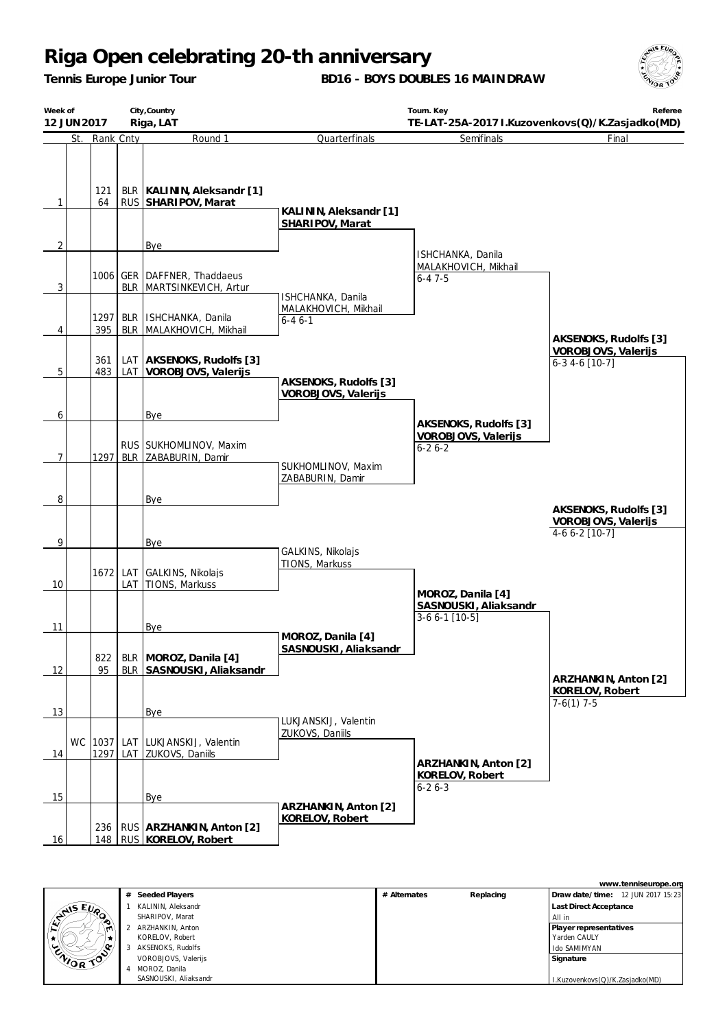# Riga Open celebrating 20-th anniversary

**Tennis Europe Junior Tour** — **BD16 - BOYS DOUBLES 16 MAIN DRAW**

| Week of | City,Country | Tourn. Key | Referee |
|---|---|---|---|
| 12 JUN 2017 | Riga, LAT | TE-LAT-25A-2017 | I.Kuzovenkovs(Q)/K.Zasjadko(MD) |

## Round 1

| # | St. | Rank | Cnty | Round 1 |
|---|---|---|---|---|
| 1 | | 121 | BLR | **KALININ, Aleksandr [1]** |
| | | 64 | RUS | **SHARIPOV, Marat** |
| 2 | | | | Bye |
| 3 | | 1006 | GER | DAFFNER, Thaddaeus |
| | | | BLR | MARTSINKEVICH, Artur |
| 4 | | 1297 | BLR | ISHCHANKA, Danila |
| | | 395 | BLR | MALAKHOVICH, Mikhail |
| 5 | | 361 | LAT | **AKSENOKS, Rudolfs [3]** |
| | | 483 | LAT | **VOROBJOVS, Valerijs** |
| 6 | | | | Bye |
| 7 | | | RUS | SUKHOMLINOV, Maxim |
| | | 1297 | BLR | ZABABURIN, Damir |
| 8 | | | | Bye |
| 9 | | | | Bye |
| 10 | | 1672 | LAT | GALKINS, Nikolajs |
| | | | LAT | TIONS, Markuss |
| 11 | | | | Bye |
| 12 | | 822 | BLR | **MOROZ, Danila [4]** |
| | | 95 | BLR | **SASNOUSKI, Aliaksandr** |
| 13 | | | | Bye |
| 14 | WC | 1037 | LAT | LUKJANSKIJ, Valentin |
| | | 1297 | LAT | ZUKOVS, Daniils |
| 15 | | | | Bye |
| 16 | | 236 | RUS | **ARZHANKIN, Anton [2]** |
| | | 148 | RUS | **KORELOV, Robert** |

## Quarterfinals

- **KALININ, Aleksandr [1] / SHARIPOV, Marat**
- ISHCHANKA, Danila / MALAKHOVICH, Mikhail — 6-4 6-1
- **AKSENOKS, Rudolfs [3] / VOROBJOVS, Valerijs**
- SUKHOMLINOV, Maxim / ZABABURIN, Damir
- GALKINS, Nikolajs / TIONS, Markuss
- **MOROZ, Danila [4] / SASNOUSKI, Aliaksandr**
- LUKJANSKIJ, Valentin / ZUKOVS, Daniils
- **ARZHANKIN, Anton [2] / KORELOV, Robert**

## Semifinals

- ISHCHANKA, Danila / MALAKHOVICH, Mikhail — 6-4 7-5
- **AKSENOKS, Rudolfs [3] / VOROBJOVS, Valerijs** — 6-2 6-2
- **MOROZ, Danila [4] / SASNOUSKI, Aliaksandr** — 3-6 6-1 [10-5]
- **ARZHANKIN, Anton [2] / KORELOV, Robert** — 6-2 6-3

## Final

- **AKSENOKS, Rudolfs [3] / VOROBJOVS, Valerijs** — 6-3 4-6 [10-7]
- **ARZHANKIN, Anton [2] / KORELOV, Robert** — 7-6(1) 7-5

## Winner

**AKSENOKS, Rudolfs [3] / VOROBJOVS, Valerijs** — 4-6 6-2 [10-7]

---

www.tenniseurope.org

| # | Seeded Players |
|---|---|
| 1 | KALININ, Aleksandr / SHARIPOV, Marat |
| 2 | ARZHANKIN, Anton / KORELOV, Robert |
| 3 | AKSENOKS, Rudolfs / VOROBJOVS, Valerijs |
| 4 | MOROZ, Danila / SASNOUSKI, Aliaksandr |

| # Alternates | Replacing |
|---|---|
| | |

**Draw date/time:** 12 JUN 2017 15:23

**Last Direct Acceptance**
All in

**Player representatives**
Yarden CAULY
Ido SAMIMYAN

**Signature**
I.Kuzovenkovs(Q)/K.Zasjadko(MD)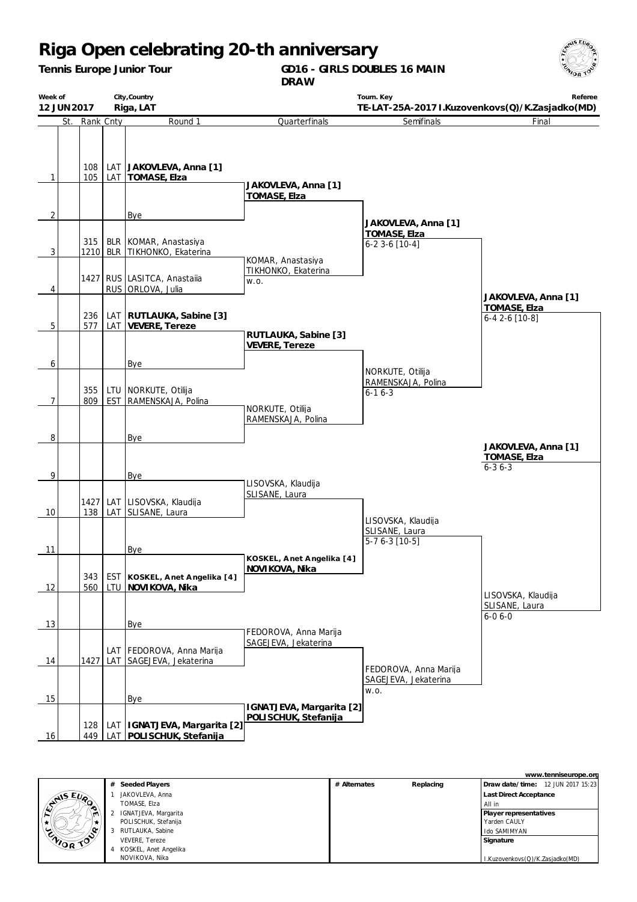# Riga Open celebrating 20-th anniversary

**Tennis Europe Junior Tour**

**GD16 - GIRLS DOUBLES 16 MAIN DRAW**

| Week of | City,Country | Tourn. Key | Referee |
|---|---|---|---|
| 12 JUN 2017 | Riga, LAT | TE-LAT-25A-2017 | I.Kuzovenkovs(Q)/K.Zasjadko(MD) |

| St. | | Rank | Cnty | Round 1 | Quarterfinals | Semifinals | Final |
|---|---|---|---|---|---|---|---|
| 1 | | 108 / 105 | LAT / LAT | **JAKOVLEVA, Anna [1]** / **TOMASE, Elza** | **JAKOVLEVA, Anna [1]** / **TOMASE, Elza** | **JAKOVLEVA, Anna [1]** / **TOMASE, Elza** 6-2 3-6 [10-4] | **JAKOVLEVA, Anna [1]** / **TOMASE, Elza** 6-4 2-6 [10-8] |
| 2 | | | | Bye | | | |
| 3 | | 315 / 1210 | BLR / BLR | KOMAR, Anastasiya / TIKHONKO, Ekaterina | KOMAR, Anastasiya / TIKHONKO, Ekaterina w.o. | | |
| 4 | | 1427 | RUS / RUS | LASITCA, Anastaiia / ORLOVA, Julia | | | |
| 5 | | 236 / 577 | LAT / LAT | **RUTLAUKA, Sabine [3]** / **VEVERE, Tereze** | **RUTLAUKA, Sabine [3]** / **VEVERE, Tereze** | NORKUTE, Otilija / RAMENSKAJA, Polina 6-1 6-3 | |
| 6 | | | | Bye | | | |
| 7 | | 355 / 809 | LTU / EST | NORKUTE, Otilija / RAMENSKAJA, Polina | NORKUTE, Otilija / RAMENSKAJA, Polina | | |
| 8 | | | | Bye | | | |
| 9 | | | | Bye | LISOVSKA, Klaudija / SLISANE, Laura | LISOVSKA, Klaudija / SLISANE, Laura 5-7 6-3 [10-5] | LISOVSKA, Klaudija / SLISANE, Laura 6-0 6-0 |
| 10 | | 1427 / 138 | LAT / LAT | LISOVSKA, Klaudija / SLISANE, Laura | | | |
| 11 | | | | Bye | **KOSKEL, Anet Angelika [4]** / **NOVIKOVA, Nika** | | |
| 12 | | 343 / 560 | EST / LTU | **KOSKEL, Anet Angelika [4]** / **NOVIKOVA, Nika** | | | |
| 13 | | | | Bye | FEDOROVA, Anna Marija / SAGEJEVA, Jekaterina | FEDOROVA, Anna Marija / SAGEJEVA, Jekaterina w.o. | |
| 14 | | 1427 | LAT / LAT | FEDOROVA, Anna Marija / SAGEJEVA, Jekaterina | | | |
| 15 | | | | Bye | **IGNATJEVA, Margarita [2]** / **POLISCHUK, Stefanija** | | |
| 16 | | 128 / 449 | LAT / LAT | **IGNATJEVA, Margarita [2]** / **POLISCHUK, Stefanija** | | | |

**Winner:** **JAKOVLEVA, Anna [1]** / **TOMASE, Elza** 6-3 6-3

www.tenniseurope.org

| # | Seeded Players | # Alternates | Replacing | |
|---|---|---|---|---|
| 1 | JAKOVLEVA, Anna / TOMASE, Elza | | | **Draw date/time:** 12 JUN 2017 15:23 |
| 2 | IGNATJEVA, Margarita / POLISCHUK, Stefanija | | | **Last Direct Acceptance:** All in |
| 3 | RUTLAUKA, Sabine / VEVERE, Tereze | | | **Player representatives:** Yarden CAULY, Ido SAMIMYAN |
| 4 | KOSKEL, Anet Angelika / NOVIKOVA, Nika | | | **Signature:** I.Kuzovenkovs(Q)/K.Zasjadko(MD) |